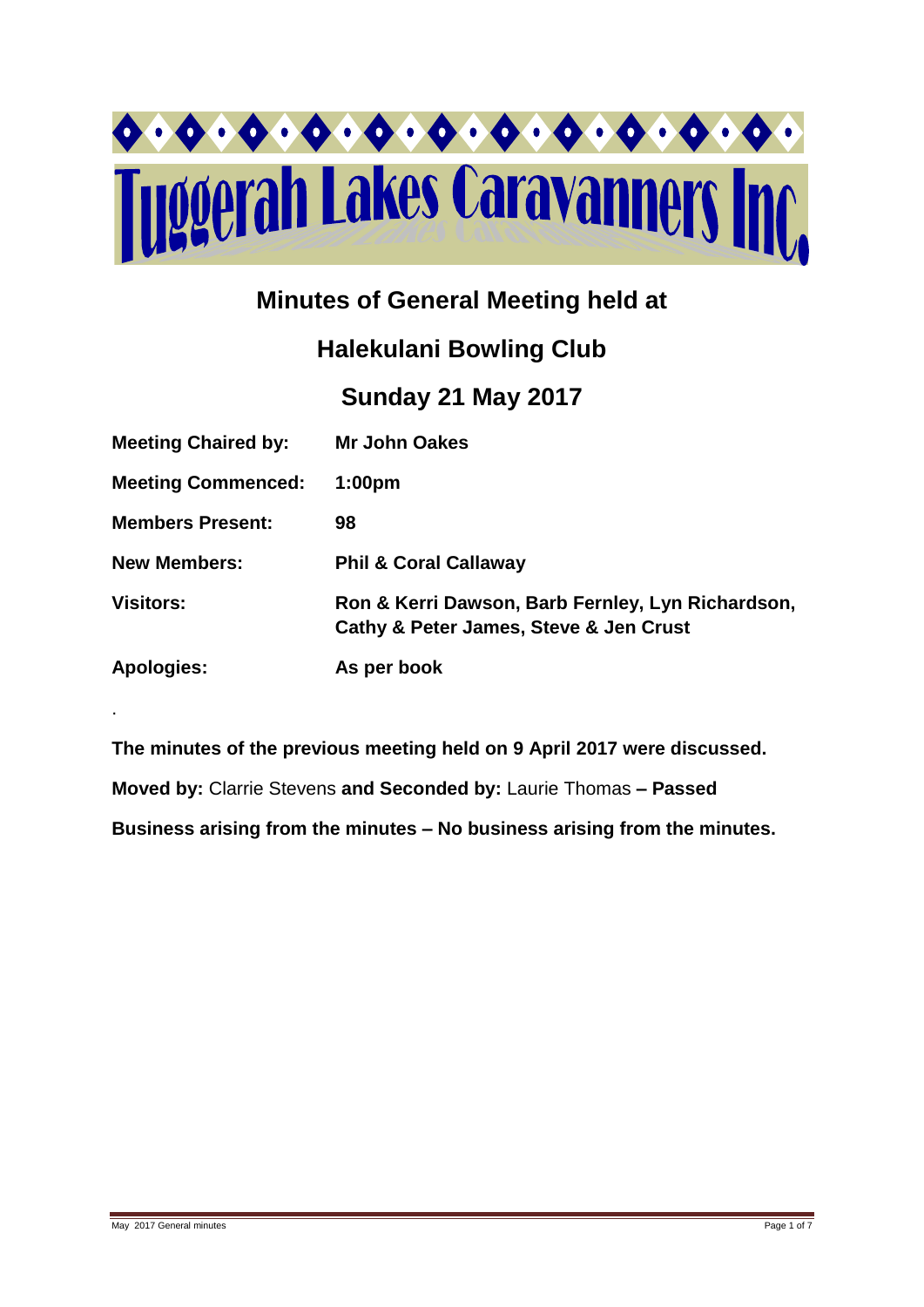# Tuggerah Lakes Caravanners Inc.

## Minutes of General Meeting held at

## Halekulani Bowling Club

## Sunday 21 May 2017

| | |
|---|---|
| **Meeting Chaired by:** | **Mr John Oakes** |
| **Meeting Commenced:** | **1:00pm** |
| **Members Present:** | **98** |
| **New Members:** | **Phil & Coral Callaway** |
| **Visitors:** | **Ron & Kerri Dawson, Barb Fernley, Lyn Richardson, Cathy & Peter James, Steve & Jen Crust** |
| **Apologies:** | **As per book** |

.

**The minutes of the previous meeting held on 9 April 2017 were discussed.**

**Moved by:** Clarrie Stevens **and Seconded by:** Laurie Thomas **– Passed**

**Business arising from the minutes – No business arising from the minutes.**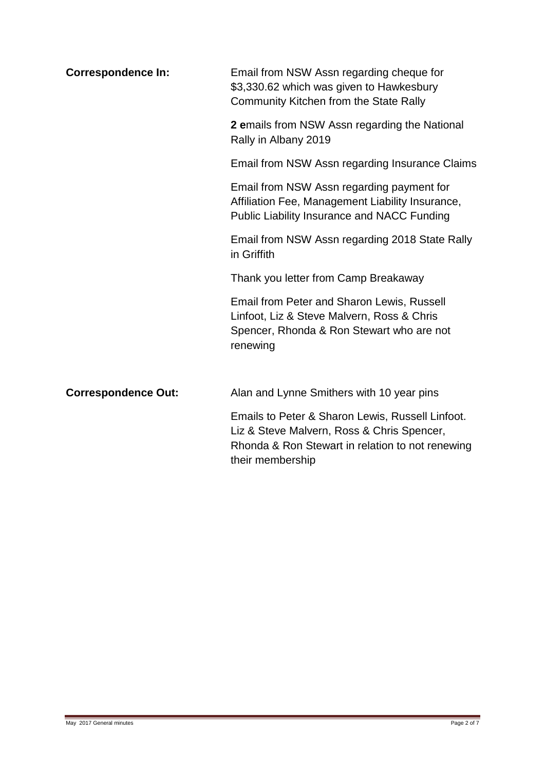**Correspondence In:**

Email from NSW Assn regarding cheque for $3,330.62 which was given to Hawkesbury Community Kitchen from the State Rally

**2 e**mails from NSW Assn regarding the National Rally in Albany 2019

Email from NSW Assn regarding Insurance Claims

Email from NSW Assn regarding payment for Affiliation Fee, Management Liability Insurance, Public Liability Insurance and NACC Funding

Email from NSW Assn regarding 2018 State Rally in Griffith

Thank you letter from Camp Breakaway

Email from Peter and Sharon Lewis, Russell Linfoot, Liz & Steve Malvern, Ross & Chris Spencer, Rhonda & Ron Stewart who are not renewing

**Correspondence Out:**

Alan and Lynne Smithers with 10 year pins

Emails to Peter & Sharon Lewis, Russell Linfoot. Liz & Steve Malvern, Ross & Chris Spencer, Rhonda & Ron Stewart in relation to not renewing their membership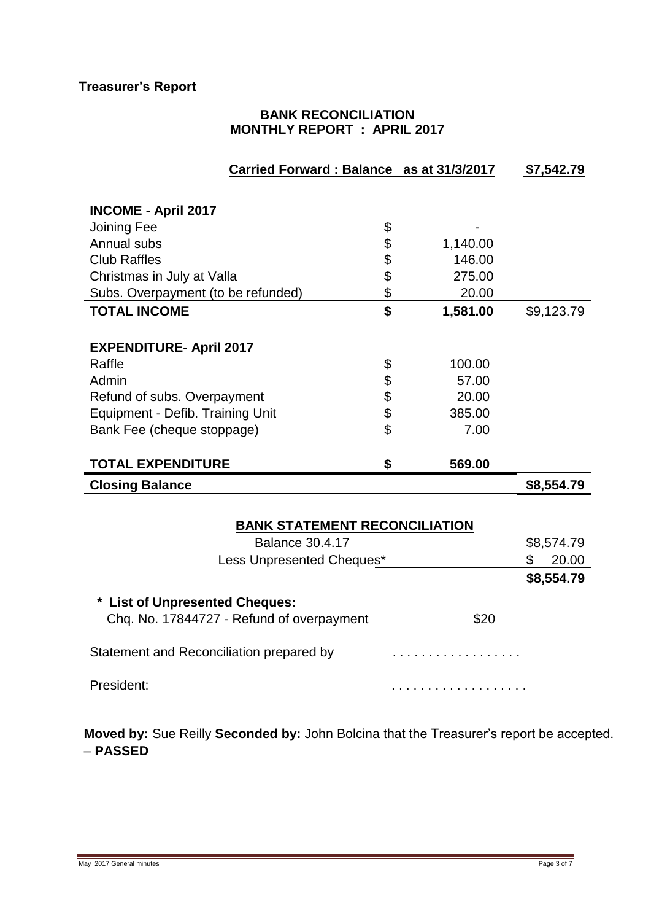## Treasurer's Report

### BANK RECONCILIATION
### MONTHLY REPORT : APRIL 2017

| **Carried Forward : Balance as at 31/3/2017** | | | **$7,542.79** |
|---|---|---|---|
| **INCOME - April 2017** | | | |
| Joining Fee | $ | - | |
| Annual subs | $ | 1,140.00 | |
| Club Raffles | $ | 146.00 | |
| Christmas in July at Valla | $ | 275.00 | |
| Subs. Overpayment (to be refunded) | $ | 20.00 | |
| **TOTAL INCOME** | **$** | **1,581.00** | $9,123.79 |
| **EXPENDITURE- April 2017** | | | |
| Raffle | $ | 100.00 | |
| Admin | $ | 57.00 | |
| Refund of subs. Overpayment | $ | 20.00 | |
| Equipment - Defib. Training Unit | $ | 385.00 | |
| Bank Fee (cheque stoppage) | $ | 7.00 | |
| **TOTAL EXPENDITURE** | **$** | **569.00** | |
| **Closing Balance** | | | **$8,554.79** |

### BANK STATEMENT RECONCILIATION

| | |
|---|---|
| Balance 30.4.17 | $8,574.79 |
| Less Unpresented Cheques* | $ 20.00 |
| | **$8,554.79** |

**\* List of Unpresented Cheques:**

| | |
|---|---|
| Chq. No. 17844727 - Refund of overpayment | $20 |

Statement and Reconciliation prepared by . . . . . . . . . . . . . . . . .

President: . . . . . . . . . . . . . . . . . .

**Moved by:** Sue Reilly **Seconded by:** John Bolcina that the Treasurer's report be accepted. – **PASSED**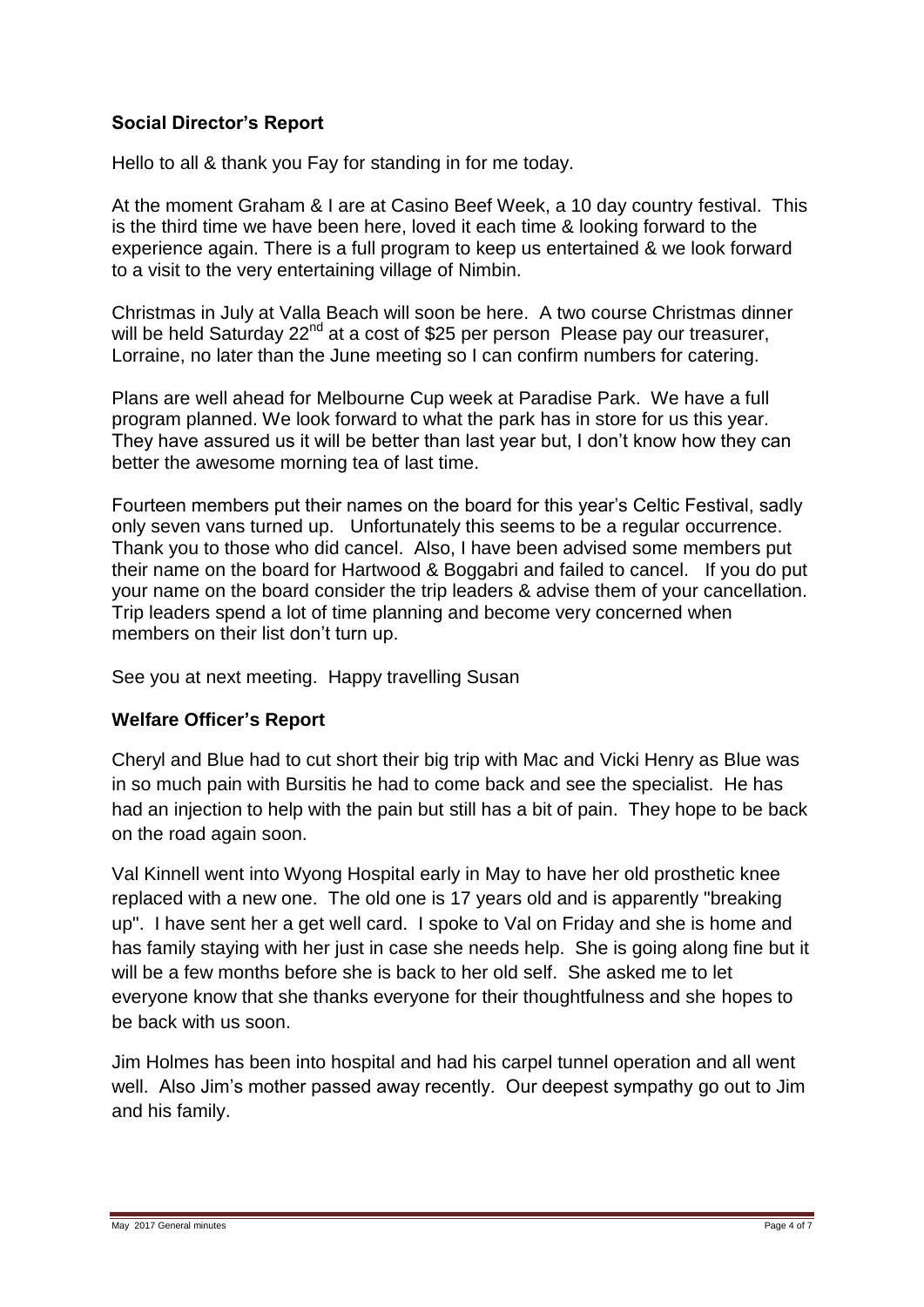**Social Director's Report**

Hello to all & thank you Fay for standing in for me today.

At the moment Graham & I are at Casino Beef Week, a 10 day country festival. This is the third time we have been here, loved it each time & looking forward to the experience again. There is a full program to keep us entertained & we look forward to a visit to the very entertaining village of Nimbin.

Christmas in July at Valla Beach will soon be here. A two course Christmas dinner will be held Saturday 22nd at a cost of $25 per person Please pay our treasurer, Lorraine, no later than the June meeting so I can confirm numbers for catering.

Plans are well ahead for Melbourne Cup week at Paradise Park. We have a full program planned. We look forward to what the park has in store for us this year. They have assured us it will be better than last year but, I don't know how they can better the awesome morning tea of last time.

Fourteen members put their names on the board for this year's Celtic Festival, sadly only seven vans turned up. Unfortunately this seems to be a regular occurrence. Thank you to those who did cancel. Also, I have been advised some members put their name on the board for Hartwood & Boggabri and failed to cancel. If you do put your name on the board consider the trip leaders & advise them of your cancellation. Trip leaders spend a lot of time planning and become very concerned when members on their list don't turn up.

See you at next meeting. Happy travelling Susan

**Welfare Officer's Report**

Cheryl and Blue had to cut short their big trip with Mac and Vicki Henry as Blue was in so much pain with Bursitis he had to come back and see the specialist. He has had an injection to help with the pain but still has a bit of pain. They hope to be back on the road again soon.

Val Kinnell went into Wyong Hospital early in May to have her old prosthetic knee replaced with a new one. The old one is 17 years old and is apparently "breaking up". I have sent her a get well card. I spoke to Val on Friday and she is home and has family staying with her just in case she needs help. She is going along fine but it will be a few months before she is back to her old self. She asked me to let everyone know that she thanks everyone for their thoughtfulness and she hopes to be back with us soon.

Jim Holmes has been into hospital and had his carpel tunnel operation and all went well. Also Jim's mother passed away recently. Our deepest sympathy go out to Jim and his family.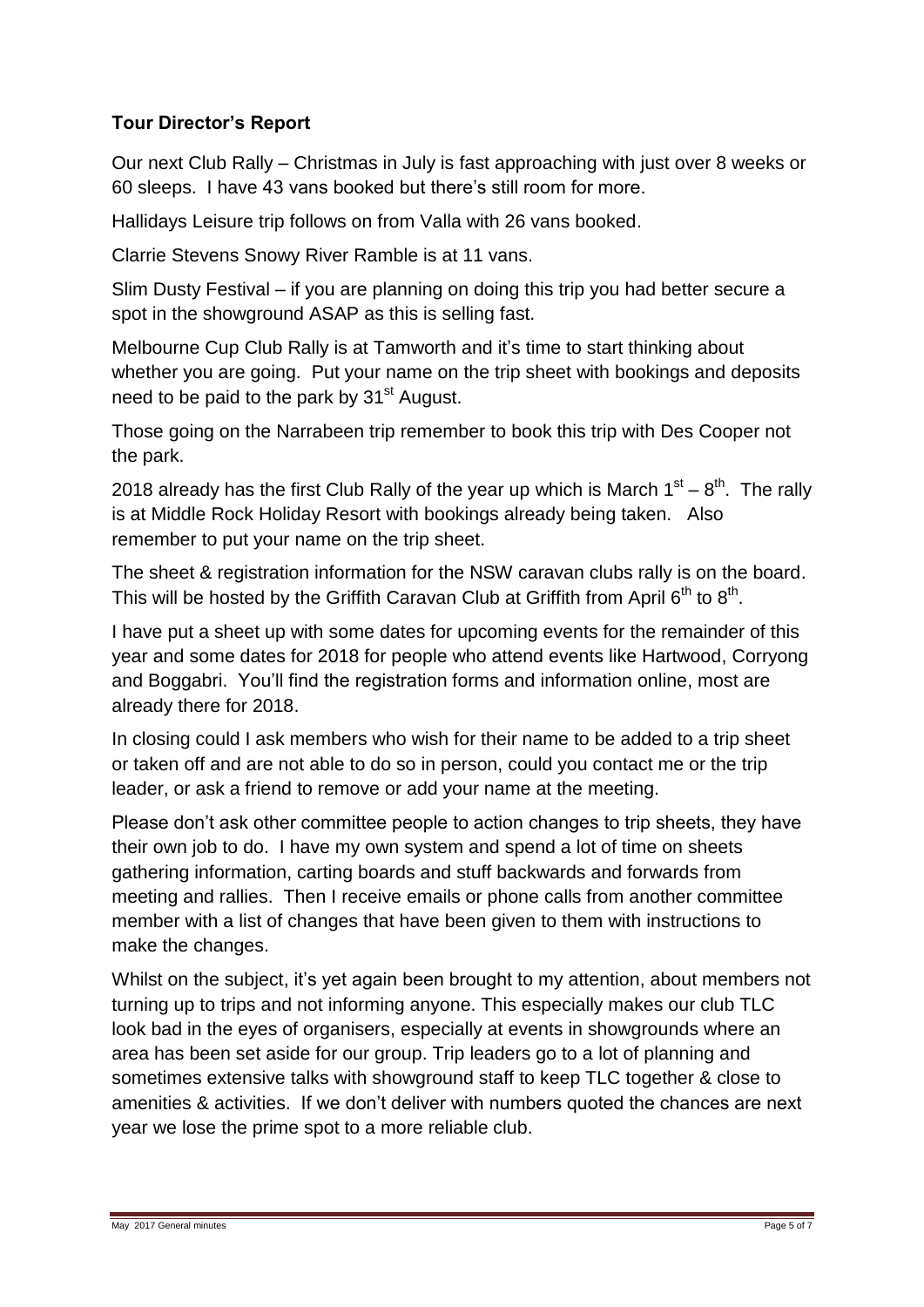### **Tour Director's Report**

Our next Club Rally – Christmas in July is fast approaching with just over 8 weeks or 60 sleeps. I have 43 vans booked but there's still room for more.

Hallidays Leisure trip follows on from Valla with 26 vans booked.

Clarrie Stevens Snowy River Ramble is at 11 vans.

Slim Dusty Festival – if you are planning on doing this trip you had better secure a spot in the showground ASAP as this is selling fast.

Melbourne Cup Club Rally is at Tamworth and it's time to start thinking about whether you are going. Put your name on the trip sheet with bookings and deposits need to be paid to the park by 31st August.

Those going on the Narrabeen trip remember to book this trip with Des Cooper not the park.

2018 already has the first Club Rally of the year up which is March 1st – 8th. The rally is at Middle Rock Holiday Resort with bookings already being taken. Also remember to put your name on the trip sheet.

The sheet & registration information for the NSW caravan clubs rally is on the board. This will be hosted by the Griffith Caravan Club at Griffith from April 6th to 8th.

I have put a sheet up with some dates for upcoming events for the remainder of this year and some dates for 2018 for people who attend events like Hartwood, Corryong and Boggabri. You'll find the registration forms and information online, most are already there for 2018.

In closing could I ask members who wish for their name to be added to a trip sheet or taken off and are not able to do so in person, could you contact me or the trip leader, or ask a friend to remove or add your name at the meeting.

Please don't ask other committee people to action changes to trip sheets, they have their own job to do. I have my own system and spend a lot of time on sheets gathering information, carting boards and stuff backwards and forwards from meeting and rallies. Then I receive emails or phone calls from another committee member with a list of changes that have been given to them with instructions to make the changes.

Whilst on the subject, it's yet again been brought to my attention, about members not turning up to trips and not informing anyone. This especially makes our club TLC look bad in the eyes of organisers, especially at events in showgrounds where an area has been set aside for our group. Trip leaders go to a lot of planning and sometimes extensive talks with showground staff to keep TLC together & close to amenities & activities. If we don't deliver with numbers quoted the chances are next year we lose the prime spot to a more reliable club.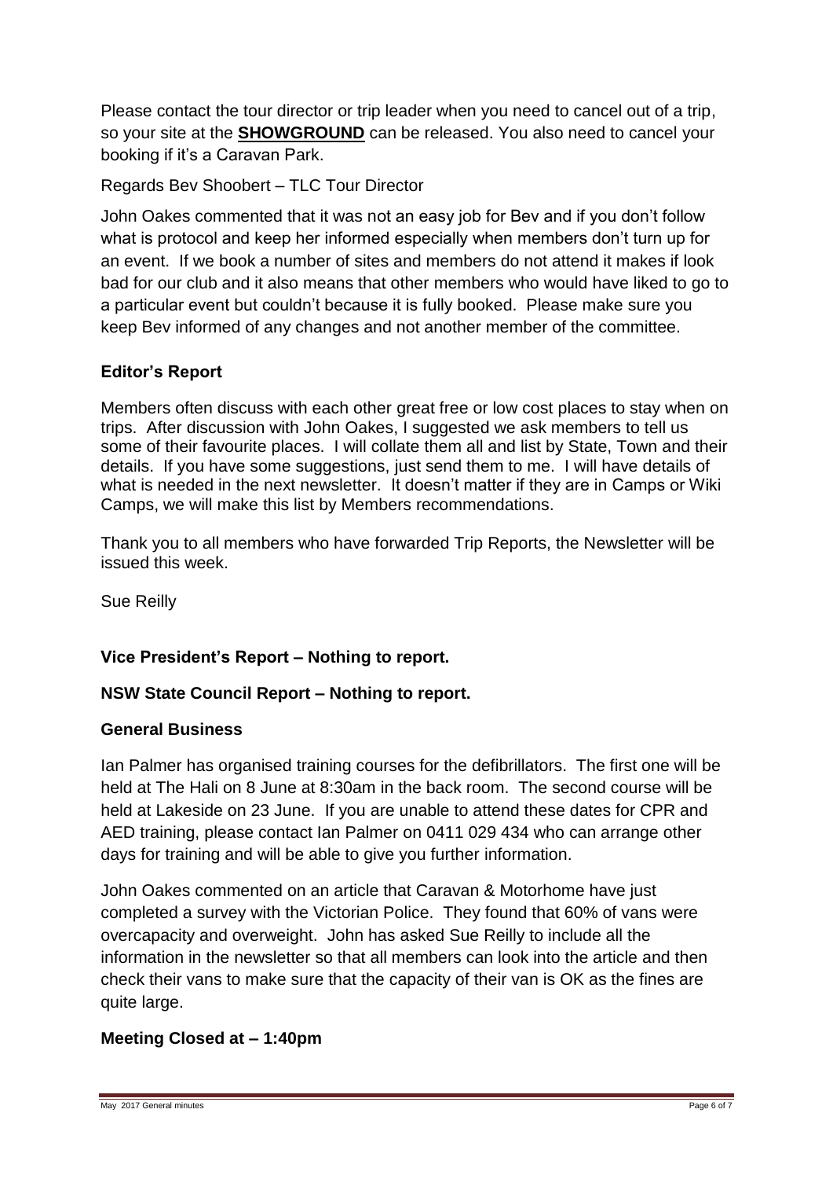Please contact the tour director or trip leader when you need to cancel out of a trip, so your site at the **SHOWGROUND** can be released. You also need to cancel your booking if it's a Caravan Park.

Regards Bev Shoobert – TLC Tour Director

John Oakes commented that it was not an easy job for Bev and if you don't follow what is protocol and keep her informed especially when members don't turn up for an event. If we book a number of sites and members do not attend it makes if look bad for our club and it also means that other members who would have liked to go to a particular event but couldn't because it is fully booked. Please make sure you keep Bev informed of any changes and not another member of the committee.

### Editor's Report

Members often discuss with each other great free or low cost places to stay when on trips. After discussion with John Oakes, I suggested we ask members to tell us some of their favourite places. I will collate them all and list by State, Town and their details. If you have some suggestions, just send them to me. I will have details of what is needed in the next newsletter. It doesn't matter if they are in Camps or Wiki Camps, we will make this list by Members recommendations.

Thank you to all members who have forwarded Trip Reports, the Newsletter will be issued this week.

Sue Reilly

### Vice President's Report – Nothing to report.

### NSW State Council Report – Nothing to report.

### General Business

Ian Palmer has organised training courses for the defibrillators. The first one will be held at The Hali on 8 June at 8:30am in the back room. The second course will be held at Lakeside on 23 June. If you are unable to attend these dates for CPR and AED training, please contact Ian Palmer on 0411 029 434 who can arrange other days for training and will be able to give you further information.

John Oakes commented on an article that Caravan & Motorhome have just completed a survey with the Victorian Police. They found that 60% of vans were overcapacity and overweight. John has asked Sue Reilly to include all the information in the newsletter so that all members can look into the article and then check their vans to make sure that the capacity of their van is OK as the fines are quite large.

### Meeting Closed at – 1:40pm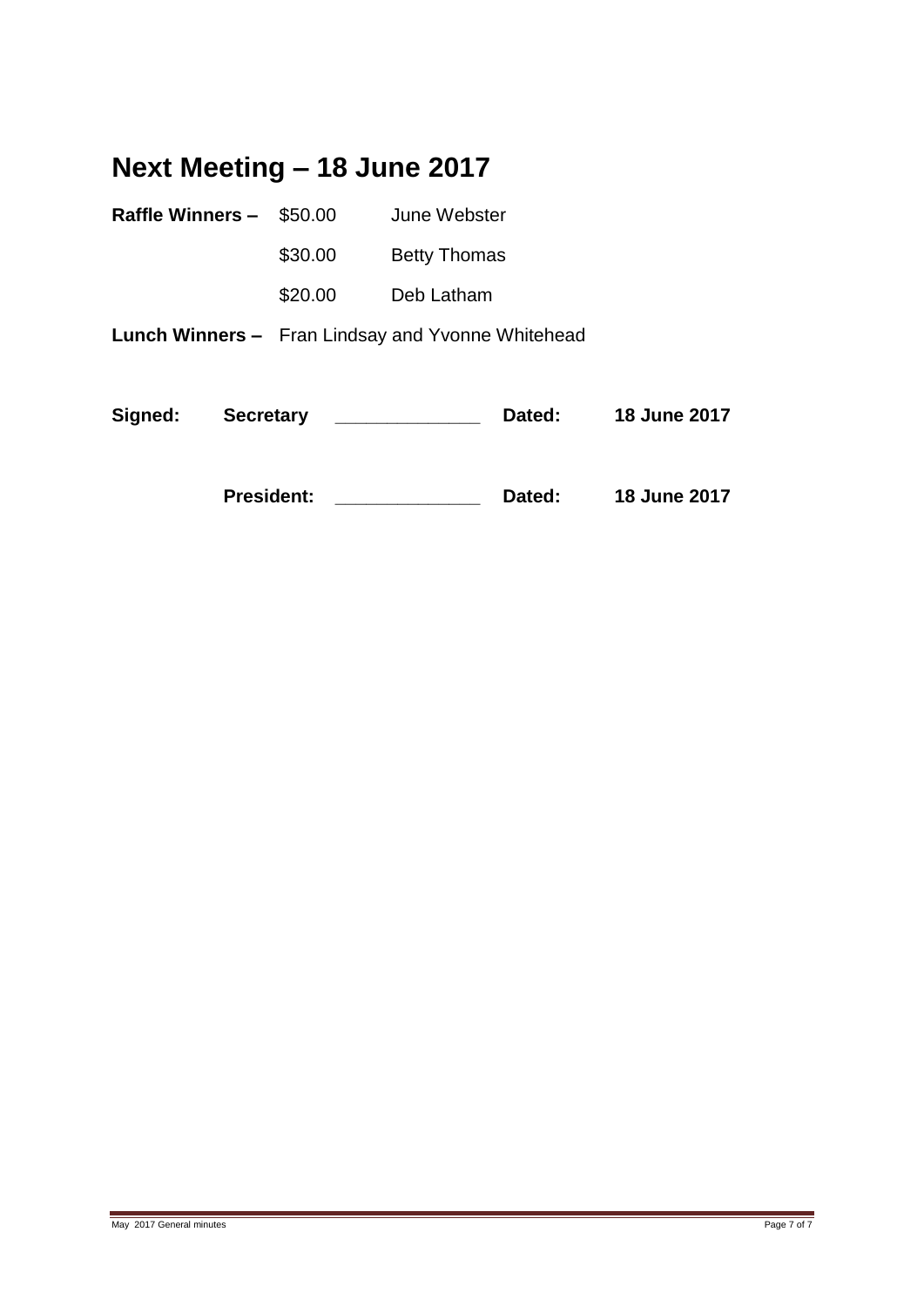# Next Meeting – 18 June 2017

| | | |
|---|---|---|
| **Raffle Winners –** | $50.00 | June Webster |
| | $30.00 | Betty Thomas |
| | $20.00 | Deb Latham |

**Lunch Winners –** Fran Lindsay and Yvonne Whitehead

| | | | | |
|---|---|---|---|---|
| **Signed:** | **Secretary** | ______________ | **Dated:** | **18 June 2017** |
| | **President:** | ______________ | **Dated:** | **18 June 2017** |